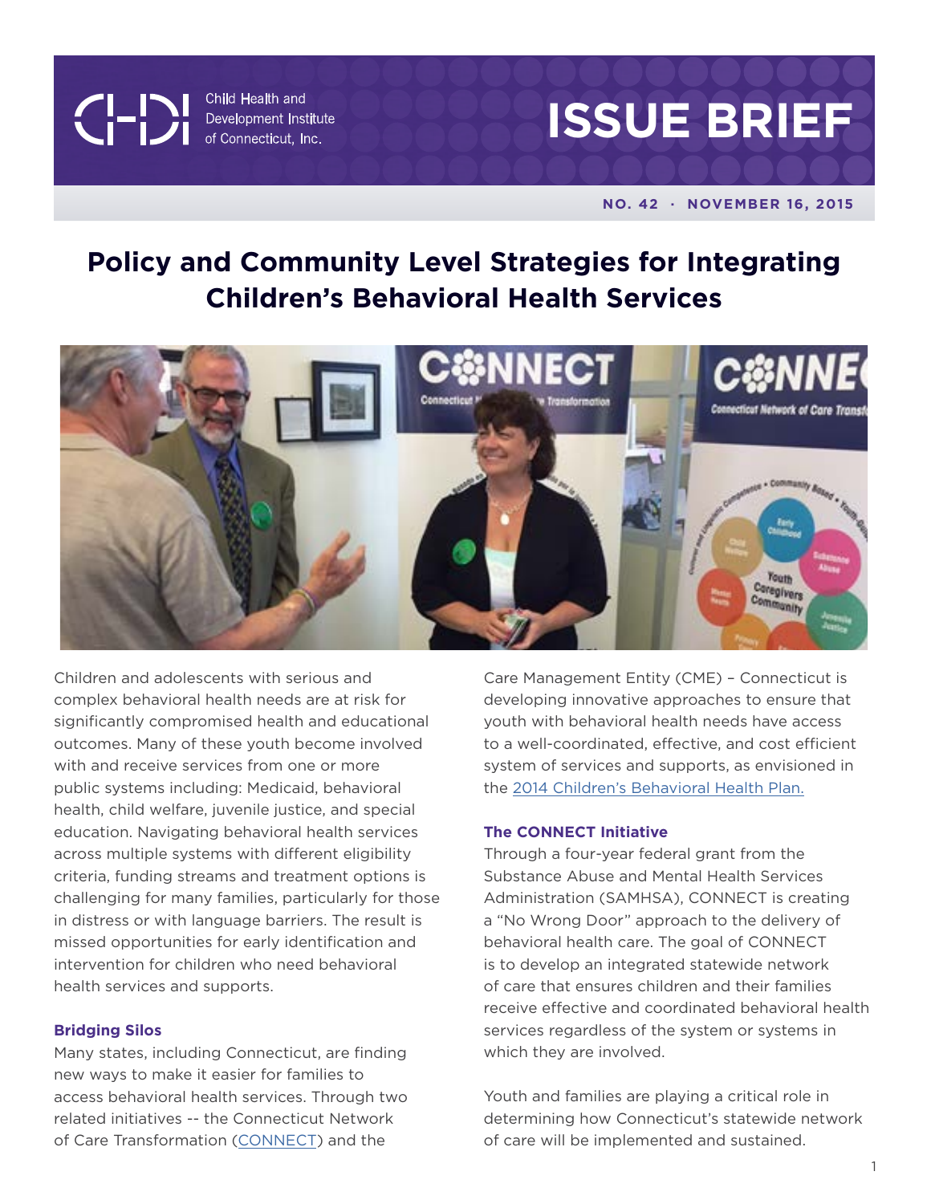Child Health and Development Institute of Connecticut, Inc.

# ISSUE BRIEF

**NO. 42 · NOVEMBER 16, 2015**

# Policy and Community Level Strategies for Integrating Children's Behavioral Health Services

Children and adolescents with serious and complex behavioral health needs are at risk for significantly compromised health and educational outcomes. Many of these youth become involved with and receive services from one or more public systems including: Medicaid, behavioral health, child welfare, juvenile justice, and special education. Navigating behavioral health services across multiple systems with different eligibility criteria, funding streams and treatment options is challenging for many families, particularly for those in distress or with language barriers. The result is missed opportunities for early identification and intervention for children who need behavioral health services and supports.

### Bridging Silos

Many states, including Connecticut, are finding new ways to make it easier for families to access behavioral health services. Through two related initiatives -- the Connecticut Network of Care Transformation (CONNECT) and the Care Management Entity (CME) – Connecticut is developing innovative approaches to ensure that youth with behavioral health needs have access to a well-coordinated, effective, and cost efficient system of services and supports, as envisioned in the 2014 Children's Behavioral Health Plan.

### The CONNECT Initiative

Through a four-year federal grant from the Substance Abuse and Mental Health Services Administration (SAMHSA), CONNECT is creating a "No Wrong Door" approach to the delivery of behavioral health care. The goal of CONNECT is to develop an integrated statewide network of care that ensures children and their families receive effective and coordinated behavioral health services regardless of the system or systems in which they are involved.

Youth and families are playing a critical role in determining how Connecticut's statewide network of care will be implemented and sustained.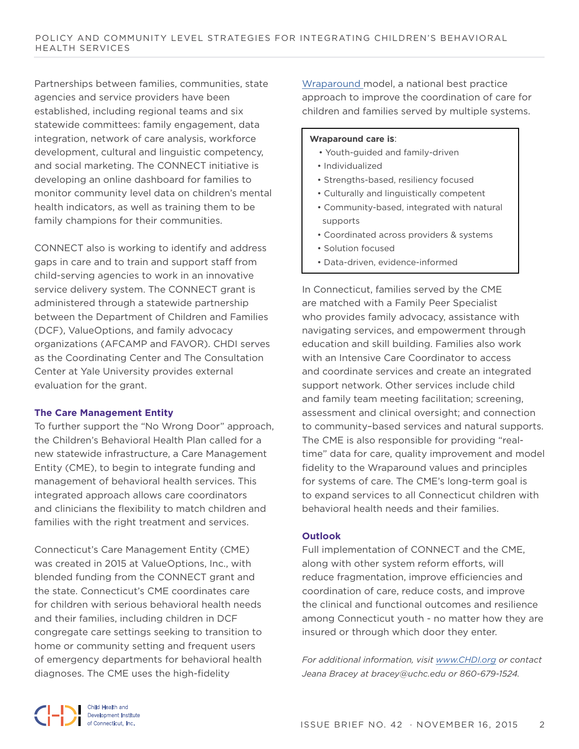Partnerships between families, communities, state agencies and service providers have been established, including regional teams and six statewide committees: family engagement, data integration, network of care analysis, workforce development, cultural and linguistic competency, and social marketing. The CONNECT initiative is developing an online dashboard for families to monitor community level data on children's mental health indicators, as well as training them to be family champions for their communities.

CONNECT also is working to identify and address gaps in care and to train and support staff from child-serving agencies to work in an innovative service delivery system. The CONNECT grant is administered through a statewide partnership between the Department of Children and Families (DCF), ValueOptions, and family advocacy organizations (AFCAMP and FAVOR). CHDI serves as the Coordinating Center and The Consultation Center at Yale University provides external evaluation for the grant.

### The Care Management Entity

To further support the "No Wrong Door" approach, the Children's Behavioral Health Plan called for a new statewide infrastructure, a Care Management Entity (CME), to begin to integrate funding and management of behavioral health services. This integrated approach allows care coordinators and clinicians the flexibility to match children and families with the right treatment and services.

Connecticut's Care Management Entity (CME) was created in 2015 at ValueOptions, Inc., with blended funding from the CONNECT grant and the state. Connecticut's CME coordinates care for children with serious behavioral health needs and their families, including children in DCF congregate care settings seeking to transition to home or community setting and frequent users of emergency departments for behavioral health diagnoses. The CME uses the high-fidelity Wraparound model, a national best practice approach to improve the coordination of care for children and families served by multiple systems.

**Wraparound care is**:

- Youth-guided and family-driven
- Individualized
- Strengths-based, resiliency focused
- Culturally and linguistically competent
- Community-based, integrated with natural supports
- Coordinated across providers & systems
- Solution focused
- Data-driven, evidence-informed

In Connecticut, families served by the CME are matched with a Family Peer Specialist who provides family advocacy, assistance with navigating services, and empowerment through education and skill building. Families also work with an Intensive Care Coordinator to access and coordinate services and create an integrated support network. Other services include child and family team meeting facilitation; screening, assessment and clinical oversight; and connection to community–based services and natural supports. The CME is also responsible for providing "real-time" data for care, quality improvement and model fidelity to the Wraparound values and principles for systems of care. The CME's long-term goal is to expand services to all Connecticut children with behavioral health needs and their families.

### Outlook

Full implementation of CONNECT and the CME, along with other system reform efforts, will reduce fragmentation, improve efficiencies and coordination of care, reduce costs, and improve the clinical and functional outcomes and resilience among Connecticut youth - no matter how they are insured or through which door they enter.

*For additional information, visit www.CHDI.org or contact Jeana Bracey at bracey@uchc.edu or 860-679-1524.*